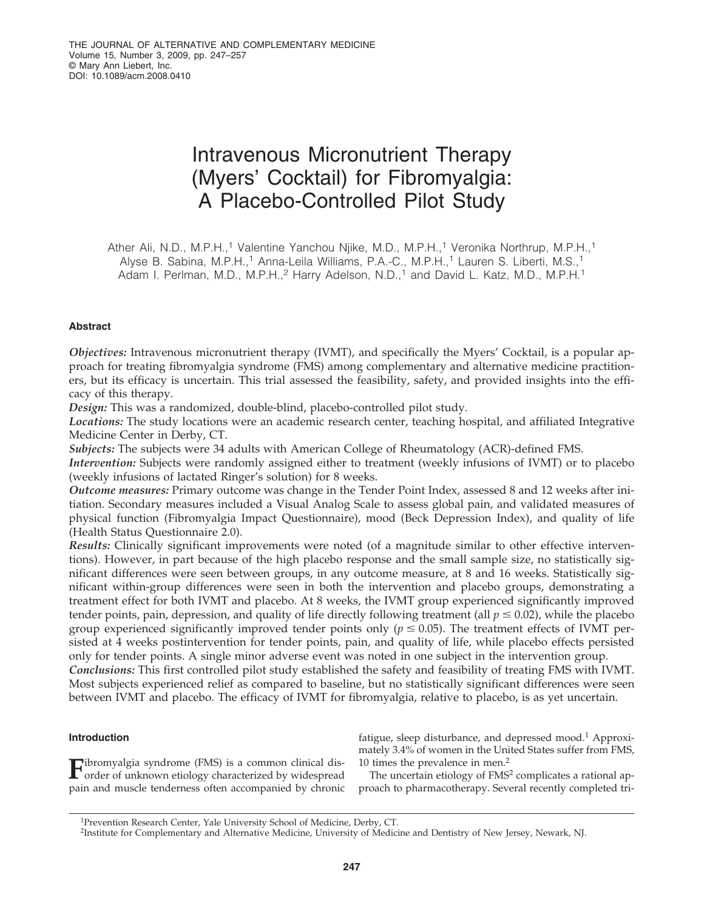# Intravenous Micronutrient Therapy (Myers' Cocktail) for Fibromyalgia: A Placebo-Controlled Pilot Study

Ather Ali, N.D., M.P.H.,[1] Valentine Yanchou Njike, M.D., M.P.H.,[1] Veronika Northrup, M.P.H.,[1] Alyse B. Sabina, M.P.H.,[1] Anna-Leila Williams, P.A.-C., M.P.H.,[1] Lauren S. Liberti, M.S.,[1] Adam I. Perlman, M.D., M.P.H.,[2] Harry Adelson, N.D.,[1] and David L. Katz, M.D., M.P.H.[1]

## Abstract

***Objectives:*** Intravenous micronutrient therapy (IVMT), and specifically the Myers' Cocktail, is a popular approach for treating fibromyalgia syndrome (FMS) among complementary and alternative medicine practitioners, but its efficacy is uncertain. This trial assessed the feasibility, safety, and provided insights into the efficacy of this therapy.

***Design:*** This was a randomized, double-blind, placebo-controlled pilot study.

***Locations:*** The study locations were an academic research center, teaching hospital, and affiliated Integrative Medicine Center in Derby, CT.

***Subjects:*** The subjects were 34 adults with American College of Rheumatology (ACR)-defined FMS.

***Intervention:*** Subjects were randomly assigned either to treatment (weekly infusions of IVMT) or to placebo (weekly infusions of lactated Ringer's solution) for 8 weeks.

***Outcome measures:*** Primary outcome was change in the Tender Point Index, assessed 8 and 12 weeks after initiation. Secondary measures included a Visual Analog Scale to assess global pain, and validated measures of physical function (Fibromyalgia Impact Questionnaire), mood (Beck Depression Index), and quality of life (Health Status Questionnaire 2.0).

***Results:*** Clinically significant improvements were noted (of a magnitude similar to other effective interventions). However, in part because of the high placebo response and the small sample size, no statistically significant differences were seen between groups, in any outcome measure, at 8 and 16 weeks. Statistically significant within-group differences were seen in both the intervention and placebo groups, demonstrating a treatment effect for both IVMT and placebo. At 8 weeks, the IVMT group experienced significantly improved tender points, pain, depression, and quality of life directly following treatment (all $p \leq 0.02$), while the placebo group experienced significantly improved tender points only ($p \leq 0.05$). The treatment effects of IVMT persisted at 4 weeks postintervention for tender points, pain, and quality of life, while placebo effects persisted only for tender points. A single minor adverse event was noted in one subject in the intervention group.

***Conclusions:*** This first controlled pilot study established the safety and feasibility of treating FMS with IVMT. Most subjects experienced relief as compared to baseline, but no statistically significant differences were seen between IVMT and placebo. The efficacy of IVMT for fibromyalgia, relative to placebo, is as yet uncertain.

## Introduction

Fibromyalgia syndrome (FMS) is a common clinical disorder of unknown etiology characterized by widespread pain and muscle tenderness often accompanied by chronic fatigue, sleep disturbance, and depressed mood.[1] Approximately 3.4% of women in the United States suffer from FMS, 10 times the prevalence in men.[2]

The uncertain etiology of FMS[2] complicates a rational approach to pharmacotherapy. Several recently completed tri-

---

[1] Prevention Research Center, Yale University School of Medicine, Derby, CT.

[2] Institute for Complementary and Alternative Medicine, University of Medicine and Dentistry of New Jersey, Newark, NJ.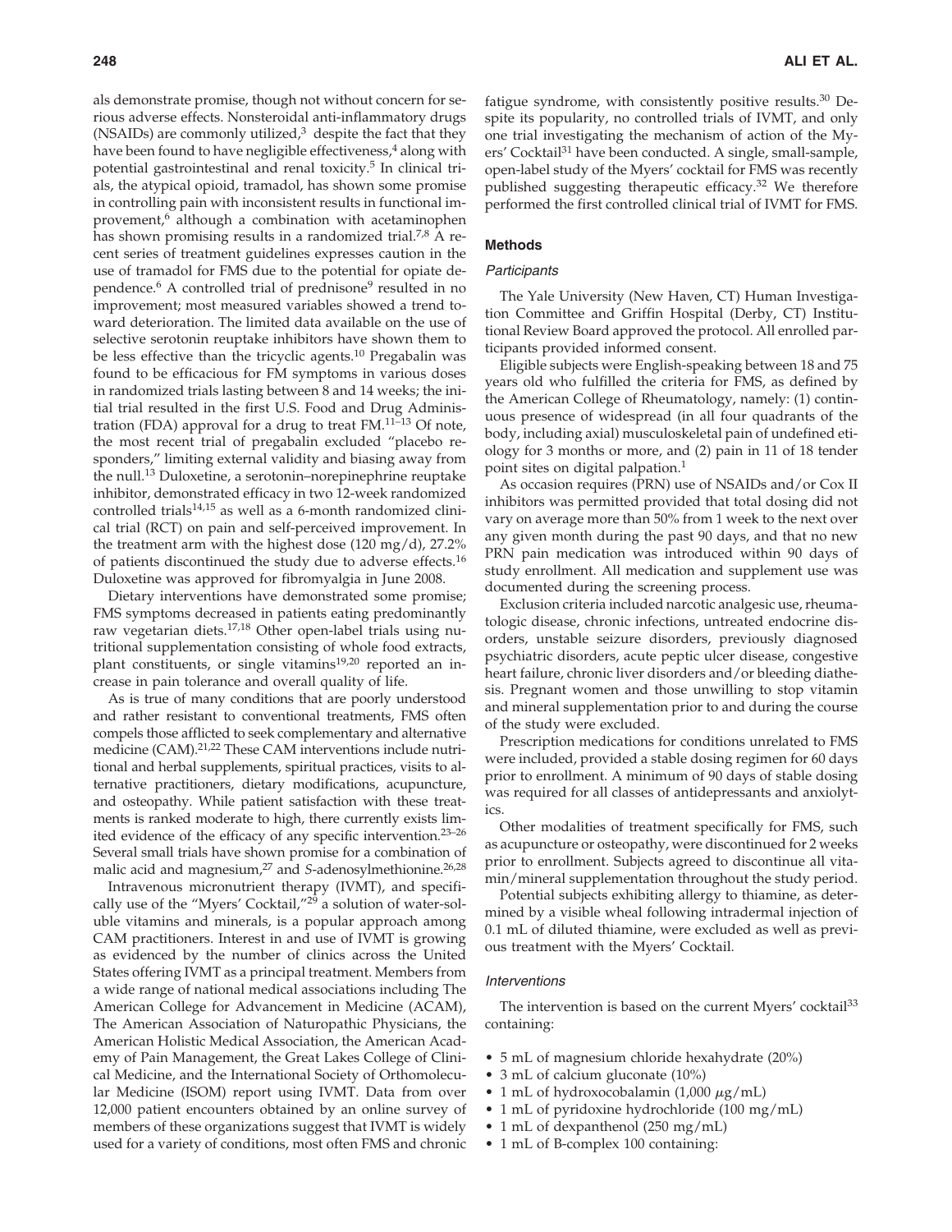als demonstrate promise, though not without concern for serious adverse effects. Nonsteroidal anti-inflammatory drugs (NSAIDs) are commonly utilized,[3] despite the fact that they have been found to have negligible effectiveness,[4] along with potential gastrointestinal and renal toxicity.[5] In clinical trials, the atypical opioid, tramadol, has shown some promise in controlling pain with inconsistent results in functional improvement,[6] although a combination with acetaminophen has shown promising results in a randomized trial.[7,8] A recent series of treatment guidelines expresses caution in the use of tramadol for FMS due to the potential for opiate dependence.[6] A controlled trial of prednisone[9] resulted in no improvement; most measured variables showed a trend toward deterioration. The limited data available on the use of selective serotonin reuptake inhibitors have shown them to be less effective than the tricyclic agents.[10] Pregabalin was found to be efficacious for FM symptoms in various doses in randomized trials lasting between 8 and 14 weeks; the initial trial resulted in the first U.S. Food and Drug Administration (FDA) approval for a drug to treat FM.[11–13] Of note, the most recent trial of pregabalin excluded "placebo responders," limiting external validity and biasing away from the null.[13] Duloxetine, a serotonin–norepinephrine reuptake inhibitor, demonstrated efficacy in two 12-week randomized controlled trials[14,15] as well as a 6-month randomized clinical trial (RCT) on pain and self-perceived improvement. In the treatment arm with the highest dose (120 mg/d), 27.2% of patients discontinued the study due to adverse effects.[16] Duloxetine was approved for fibromyalgia in June 2008.

Dietary interventions have demonstrated some promise; FMS symptoms decreased in patients eating predominantly raw vegetarian diets.[17,18] Other open-label trials using nutritional supplementation consisting of whole food extracts, plant constituents, or single vitamins[19,20] reported an increase in pain tolerance and overall quality of life.

As is true of many conditions that are poorly understood and rather resistant to conventional treatments, FMS often compels those afflicted to seek complementary and alternative medicine (CAM).[21,22] These CAM interventions include nutritional and herbal supplements, spiritual practices, visits to alternative practitioners, dietary modifications, acupuncture, and osteopathy. While patient satisfaction with these treatments is ranked moderate to high, there currently exists limited evidence of the efficacy of any specific intervention.[23–26] Several small trials have shown promise for a combination of malic acid and magnesium,[27] and *S*-adenosylmethionine.[26,28]

Intravenous micronutrient therapy (IVMT), and specifically use of the "Myers' Cocktail,"[29] a solution of water-soluble vitamins and minerals, is a popular approach among CAM practitioners. Interest in and use of IVMT is growing as evidenced by the number of clinics across the United States offering IVMT as a principal treatment. Members from a wide range of national medical associations including The American College for Advancement in Medicine (ACAM), The American Association of Naturopathic Physicians, the American Holistic Medical Association, the American Academy of Pain Management, the Great Lakes College of Clinical Medicine, and the International Society of Orthomolecular Medicine (ISOM) report using IVMT. Data from over 12,000 patient encounters obtained by an online survey of members of these organizations suggest that IVMT is widely used for a variety of conditions, most often FMS and chronic fatigue syndrome, with consistently positive results.[30] Despite its popularity, no controlled trials of IVMT, and only one trial investigating the mechanism of action of the Myers' Cocktail[31] have been conducted. A single, small-sample, open-label study of the Myers' cocktail for FMS was recently published suggesting therapeutic efficacy.[32] We therefore performed the first controlled clinical trial of IVMT for FMS.

## Methods

### *Participants*

The Yale University (New Haven, CT) Human Investigation Committee and Griffin Hospital (Derby, CT) Institutional Review Board approved the protocol. All enrolled participants provided informed consent.

Eligible subjects were English-speaking between 18 and 75 years old who fulfilled the criteria for FMS, as defined by the American College of Rheumatology, namely: (1) continuous presence of widespread (in all four quadrants of the body, including axial) musculoskeletal pain of undefined etiology for 3 months or more, and (2) pain in 11 of 18 tender point sites on digital palpation.[1]

As occasion requires (PRN) use of NSAIDs and/or Cox II inhibitors was permitted provided that total dosing did not vary on average more than 50% from 1 week to the next over any given month during the past 90 days, and that no new PRN pain medication was introduced within 90 days of study enrollment. All medication and supplement use was documented during the screening process.

Exclusion criteria included narcotic analgesic use, rheumatologic disease, chronic infections, untreated endocrine disorders, unstable seizure disorders, previously diagnosed psychiatric disorders, acute peptic ulcer disease, congestive heart failure, chronic liver disorders and/or bleeding diathesis. Pregnant women and those unwilling to stop vitamin and mineral supplementation prior to and during the course of the study were excluded.

Prescription medications for conditions unrelated to FMS were included, provided a stable dosing regimen for 60 days prior to enrollment. A minimum of 90 days of stable dosing was required for all classes of antidepressants and anxiolytics.

Other modalities of treatment specifically for FMS, such as acupuncture or osteopathy, were discontinued for 2 weeks prior to enrollment. Subjects agreed to discontinue all vitamin/mineral supplementation throughout the study period.

Potential subjects exhibiting allergy to thiamine, as determined by a visible wheal following intradermal injection of 0.1 mL of diluted thiamine, were excluded as well as previous treatment with the Myers' Cocktail.

### *Interventions*

The intervention is based on the current Myers' cocktail[33] containing:

- 5 mL of magnesium chloride hexahydrate (20%)
- 3 mL of calcium gluconate (10%)
- 1 mL of hydroxocobalamin (1,000 $\mu$g/mL)
- 1 mL of pyridoxine hydrochloride (100 mg/mL)
- 1 mL of dexpanthenol (250 mg/mL)
- 1 mL of B-complex 100 containing: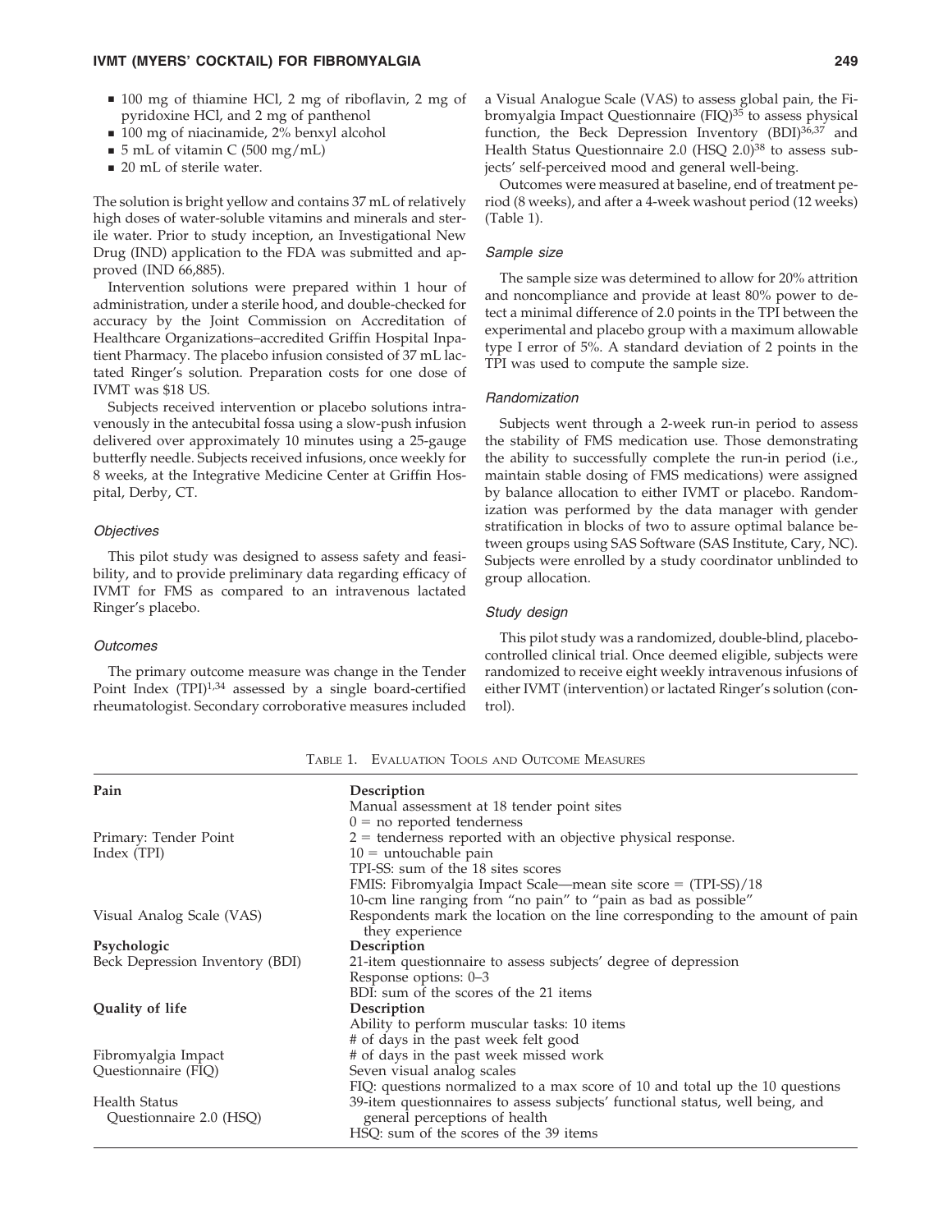- 100 mg of thiamine HCl, 2 mg of riboflavin, 2 mg of pyridoxine HCl, and 2 mg of panthenol
- 100 mg of niacinamide, 2% benzyl alcohol
- 5 mL of vitamin C (500 mg/mL)
- 20 mL of sterile water.

The solution is bright yellow and contains 37 mL of relatively high doses of water-soluble vitamins and minerals and sterile water. Prior to study inception, an Investigational New Drug (IND) application to the FDA was submitted and approved (IND 66,885).

Intervention solutions were prepared within 1 hour of administration, under a sterile hood, and double-checked for accuracy by the Joint Commission on Accreditation of Healthcare Organizations–accredited Griffin Hospital Inpatient Pharmacy. The placebo infusion consisted of 37 mL lactated Ringer's solution. Preparation costs for one dose of IVMT was $18 US.

Subjects received intervention or placebo solutions intravenously in the antecubital fossa using a slow-push infusion delivered over approximately 10 minutes using a 25-gauge butterfly needle. Subjects received infusions, once weekly for 8 weeks, at the Integrative Medicine Center at Griffin Hospital, Derby, CT.

### *Objectives*

This pilot study was designed to assess safety and feasibility, and to provide preliminary data regarding efficacy of IVMT for FMS as compared to an intravenous lactated Ringer's placebo.

### *Outcomes*

The primary outcome measure was change in the Tender Point Index (TPI)[1,34] assessed by a single board-certified rheumatologist. Secondary corroborative measures included a Visual Analogue Scale (VAS) to assess global pain, the Fibromyalgia Impact Questionnaire (FIQ)[35] to assess physical function, the Beck Depression Inventory (BDI)[36,37] and Health Status Questionnaire 2.0 (HSQ 2.0)[38] to assess subjects' self-perceived mood and general well-being.

Outcomes were measured at baseline, end of treatment period (8 weeks), and after a 4-week washout period (12 weeks) (Table 1).

### *Sample size*

The sample size was determined to allow for 20% attrition and noncompliance and provide at least 80% power to detect a minimal difference of 2.0 points in the TPI between the experimental and placebo group with a maximum allowable type I error of 5%. A standard deviation of 2 points in the TPI was used to compute the sample size.

### *Randomization*

Subjects went through a 2-week run-in period to assess the stability of FMS medication use. Those demonstrating the ability to successfully complete the run-in period (i.e., maintain stable dosing of FMS medications) were assigned by balance allocation to either IVMT or placebo. Randomization was performed by the data manager with gender stratification in blocks of two to assure optimal balance between groups using SAS Software (SAS Institute, Cary, NC). Subjects were enrolled by a study coordinator unblinded to group allocation.

### *Study design*

This pilot study was a randomized, double-blind, placebo-controlled clinical trial. Once deemed eligible, subjects were randomized to receive eight weekly intravenous infusions of either IVMT (intervention) or lactated Ringer's solution (control).

Table 1. Evaluation Tools and Outcome Measures

| **Pain** | **Description** |
|---|---|
| Primary: Tender Point Index (TPI) | Manual assessment at 18 tender point sites<br>0 = no reported tenderness<br>2 = tenderness reported with an objective physical response.<br>10 = untouchable pain<br>TPI-SS: sum of the 18 sites scores<br>FMIS: Fibromyalgia Impact Scale—mean site score = (TPI-SS)/18 |
| Visual Analog Scale (VAS) | 10-cm line ranging from "no pain" to "pain as bad as possible"<br>Respondents mark the location on the line corresponding to the amount of pain they experience |
| **Psychologic** | **Description** |
| Beck Depression Inventory (BDI) | 21-item questionnaire to assess subjects' degree of depression<br>Response options: 0–3<br>BDI: sum of the scores of the 21 items |
| **Quality of life** | **Description** |
| Fibromyalgia Impact Questionnaire (FIQ) | Ability to perform muscular tasks: 10 items<br># of days in the past week felt good<br># of days in the past week missed work<br>Seven visual analog scales<br>FIQ: questions normalized to a max score of 10 and total up the 10 questions |
| Health Status Questionnaire 2.0 (HSQ) | 39-item questionnaires to assess subjects' functional status, well being, and general perceptions of health<br>HSQ: sum of the scores of the 39 items |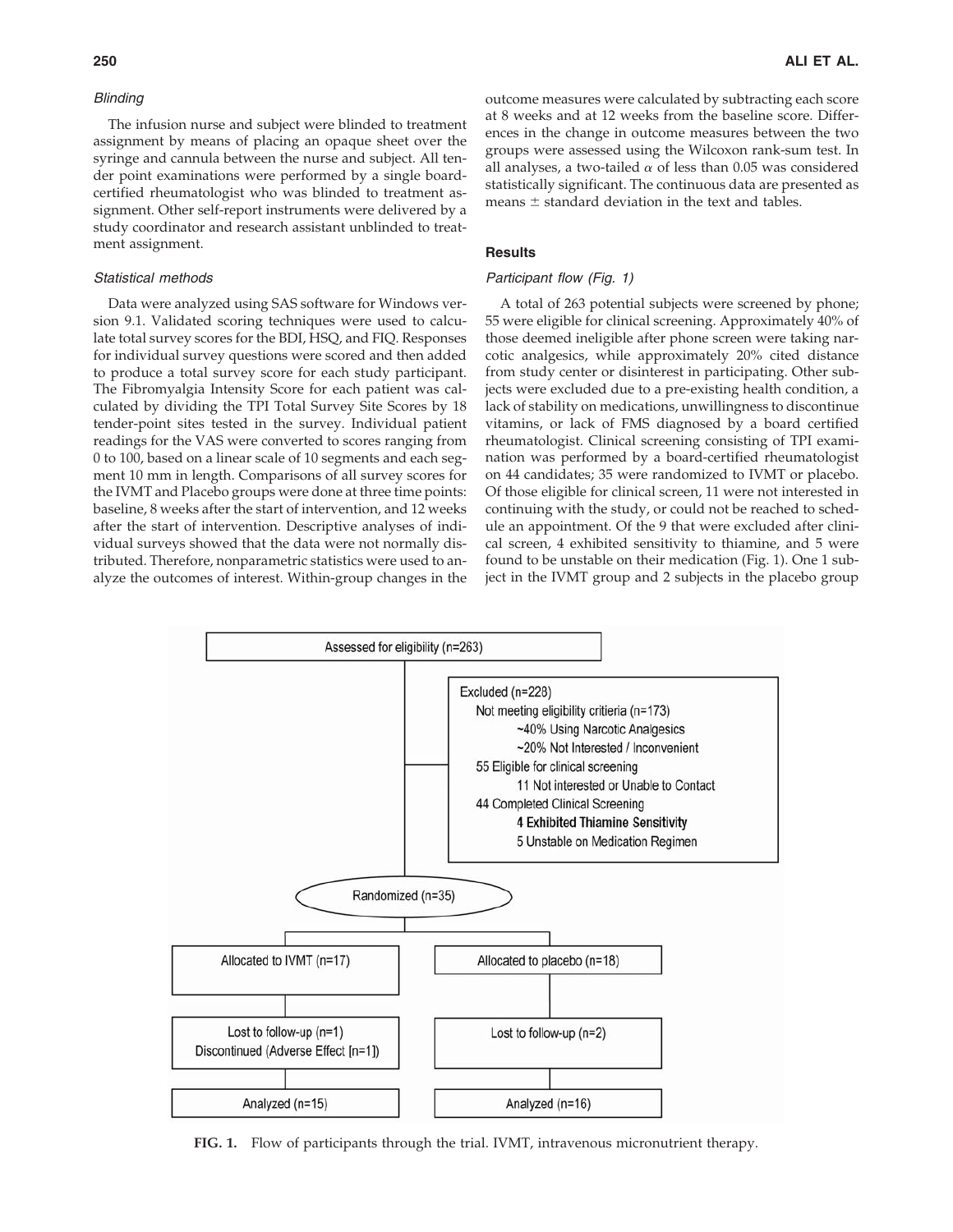### Blinding

The infusion nurse and subject were blinded to treatment assignment by means of placing an opaque sheet over the syringe and cannula between the nurse and subject. All tender point examinations were performed by a single board-certified rheumatologist who was blinded to treatment assignment. Other self-report instruments were delivered by a study coordinator and research assistant unblinded to treatment assignment.

### Statistical methods

Data were analyzed using SAS software for Windows version 9.1. Validated scoring techniques were used to calculate total survey scores for the BDI, HSQ, and FIQ. Responses for individual survey questions were scored and then added to produce a total survey score for each study participant. The Fibromyalgia Intensity Score for each patient was calculated by dividing the TPI Total Survey Site Scores by 18 tender-point sites tested in the survey. Individual patient readings for the VAS were converted to scores ranging from 0 to 100, based on a linear scale of 10 segments and each segment 10 mm in length. Comparisons of all survey scores for the IVMT and Placebo groups were done at three time points: baseline, 8 weeks after the start of intervention, and 12 weeks after the start of intervention. Descriptive analyses of individual surveys showed that the data were not normally distributed. Therefore, nonparametric statistics were used to analyze the outcomes of interest. Within-group changes in the outcome measures were calculated by subtracting each score at 8 weeks and at 12 weeks from the baseline score. Differences in the change in outcome measures between the two groups were assessed using the Wilcoxon rank-sum test. In all analyses, a two-tailed $\alpha$ of less than 0.05 was considered statistically significant. The continuous data are presented as means $\pm$ standard deviation in the text and tables.

## Results

### Participant flow (Fig. 1)

A total of 263 potential subjects were screened by phone; 55 were eligible for clinical screening. Approximately 40% of those deemed ineligible after phone screen were taking narcotic analgesics, while approximately 20% cited distance from study center or disinterest in participating. Other subjects were excluded due to a pre-existing health condition, a lack of stability on medications, unwillingness to discontinue vitamins, or lack of FMS diagnosed by a board certified rheumatologist. Clinical screening consisting of TPI examination was performed by a board-certified rheumatologist on 44 candidates; 35 were randomized to IVMT or placebo. Of those eligible for clinical screen, 11 were not interested in continuing with the study, or could not be reached to schedule an appointment. Of the 9 that were excluded after clinical screen, 4 exhibited sensitivity to thiamine, and 5 were found to be unstable on their medication (Fig. 1). One 1 subject in the IVMT group and 2 subjects in the placebo group

Assessed for eligibility (n=263)

Excluded (n=228)
- Not meeting eligibility critieria (n=173)
  - ~40% Using Narcotic Analgesics
  - ~20% Not Interested / Inconvenient
- 55 Eligible for clinical screening
  - 11 Not interested or Unable to Contact
- 44 Completed Clinical Screening
  - **4 Exhibited Thiamine Sensitivity**
  - 5 Unstable on Medication Regimen

Randomized (n=35)

| Allocated to IVMT (n=17) | Allocated to placebo (n=18) |
| --- | --- |
| Lost to follow-up (n=1) Discontinued (Adverse Effect [n=1]) | Lost to follow-up (n=2) |
| Analyzed (n=15) | Analyzed (n=16) |

**FIG. 1.** Flow of participants through the trial. IVMT, intravenous micronutrient therapy.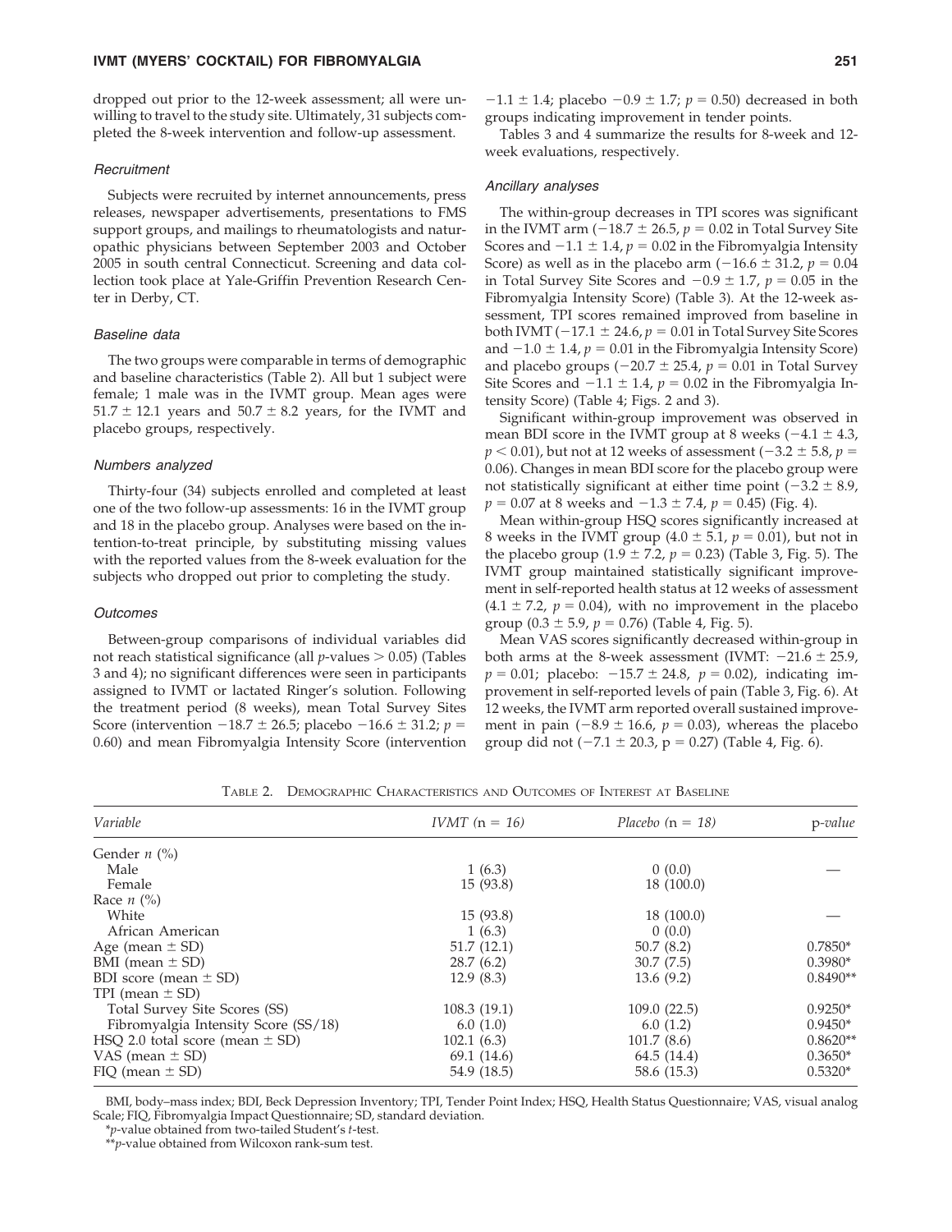dropped out prior to the 12-week assessment; all were unwilling to travel to the study site. Ultimately, 31 subjects completed the 8-week intervention and follow-up assessment.

### *Recruitment*

Subjects were recruited by internet announcements, press releases, newspaper advertisements, presentations to FMS support groups, and mailings to rheumatologists and naturopathic physicians between September 2003 and October 2005 in south central Connecticut. Screening and data collection took place at Yale-Griffin Prevention Research Center in Derby, CT.

### *Baseline data*

The two groups were comparable in terms of demographic and baseline characteristics (Table 2). All but 1 subject were female; 1 male was in the IVMT group. Mean ages were $51.7 \pm 12.1$ years and $50.7 \pm 8.2$ years, for the IVMT and placebo groups, respectively.

### *Numbers analyzed*

Thirty-four (34) subjects enrolled and completed at least one of the two follow-up assessments: 16 in the IVMT group and 18 in the placebo group. Analyses were based on the intention-to-treat principle, by substituting missing values with the reported values from the 8-week evaluation for the subjects who dropped out prior to completing the study.

### *Outcomes*

Between-group comparisons of individual variables did not reach statistical significance (all *p*-values $> 0.05$) (Tables 3 and 4); no significant differences were seen in participants assigned to IVMT or lactated Ringer's solution. Following the treatment period (8 weeks), mean Total Survey Sites Score (intervention $-18.7 \pm 26.5$; placebo $-16.6 \pm 31.2$; $p = 0.60$) and mean Fibromyalgia Intensity Score (intervention $-1.1 \pm 1.4$; placebo $-0.9 \pm 1.7$; $p = 0.50$) decreased in both groups indicating improvement in tender points.

Tables 3 and 4 summarize the results for 8-week and 12-week evaluations, respectively.

### *Ancillary analyses*

The within-group decreases in TPI scores was significant in the IVMT arm ($-18.7 \pm 26.5$, $p = 0.02$ in Total Survey Site Scores and $-1.1 \pm 1.4$, $p = 0.02$ in the Fibromyalgia Intensity Score) as well as in the placebo arm ($-16.6 \pm 31.2$, $p = 0.04$ in Total Survey Site Scores and $-0.9 \pm 1.7$, $p = 0.05$ in the Fibromyalgia Intensity Score) (Table 3). At the 12-week assessment, TPI scores remained improved from baseline in both IVMT ($-17.1 \pm 24.6$, $p = 0.01$ in Total Survey Site Scores and $-1.0 \pm 1.4$, $p = 0.01$ in the Fibromyalgia Intensity Score) and placebo groups ($-20.7 \pm 25.4$, $p = 0.01$ in Total Survey Site Scores and $-1.1 \pm 1.4$, $p = 0.02$ in the Fibromyalgia Intensity Score) (Table 4; Figs. 2 and 3).

Significant within-group improvement was observed in mean BDI score in the IVMT group at 8 weeks ($-4.1 \pm 4.3$, $p < 0.01$), but not at 12 weeks of assessment ($-3.2 \pm 5.8$, $p = 0.06$). Changes in mean BDI score for the placebo group were not statistically significant at either time point ($-3.2 \pm 8.9$, $p = 0.07$ at 8 weeks and $-1.3 \pm 7.4$, $p = 0.45$) (Fig. 4).

Mean within-group HSQ scores significantly increased at 8 weeks in the IVMT group ($4.0 \pm 5.1$, $p = 0.01$), but not in the placebo group ($1.9 \pm 7.2$, $p = 0.23$) (Table 3, Fig. 5). The IVMT group maintained statistically significant improvement in self-reported health status at 12 weeks of assessment ($4.1 \pm 7.2$, $p = 0.04$), with no improvement in the placebo group ($0.3 \pm 5.9$, $p = 0.76$) (Table 4, Fig. 5).

Mean VAS scores significantly decreased within-group in both arms at the 8-week assessment (IVMT: $-21.6 \pm 25.9$, $p = 0.01$; placebo: $-15.7 \pm 24.8$, $p = 0.02$), indicating improvement in self-reported levels of pain (Table 3, Fig. 6). At 12 weeks, the IVMT arm reported overall sustained improvement in pain ($-8.9 \pm 16.6$, $p = 0.03$), whereas the placebo group did not ($-7.1 \pm 20.3$, $p = 0.27$) (Table 4, Fig. 6).

TABLE 2. DEMOGRAPHIC CHARACTERISTICS AND OUTCOMES OF INTEREST AT BASELINE

| *Variable* | *IVMT* (n = 16) | *Placebo* (n = 18) | p-*value* |
|---|---|---|---|
| Gender *n* (%) | | | |
| Male | 1 (6.3) | 0 (0.0) | — |
| Female | 15 (93.8) | 18 (100.0) | |
| Race *n* (%) | | | |
| White | 15 (93.8) | 18 (100.0) | — |
| African American | 1 (6.3) | 0 (0.0) | |
| Age (mean ± SD) | 51.7 (12.1) | 50.7 (8.2) | 0.7850* |
| BMI (mean ± SD) | 28.7 (6.2) | 30.7 (7.5) | 0.3980* |
| BDI score (mean ± SD) | 12.9 (8.3) | 13.6 (9.2) | 0.8490** |
| TPI (mean ± SD) | | | |
| Total Survey Site Scores (SS) | 108.3 (19.1) | 109.0 (22.5) | 0.9250* |
| Fibromyalgia Intensity Score (SS/18) | 6.0 (1.0) | 6.0 (1.2) | 0.9450* |
| HSQ 2.0 total score (mean ± SD) | 102.1 (6.3) | 101.7 (8.6) | 0.8620** |
| VAS (mean ± SD) | 69.1 (14.6) | 64.5 (14.4) | 0.3650* |
| FIQ (mean ± SD) | 54.9 (18.5) | 58.6 (15.3) | 0.5320* |

BMI, body–mass index; BDI, Beck Depression Inventory; TPI, Tender Point Index; HSQ, Health Status Questionnaire; VAS, visual analog Scale; FIQ, Fibromyalgia Impact Questionnaire; SD, standard deviation.

*\*p*-value obtained from two-tailed Student's *t*-test.

*\*\*p*-value obtained from Wilcoxon rank-sum test.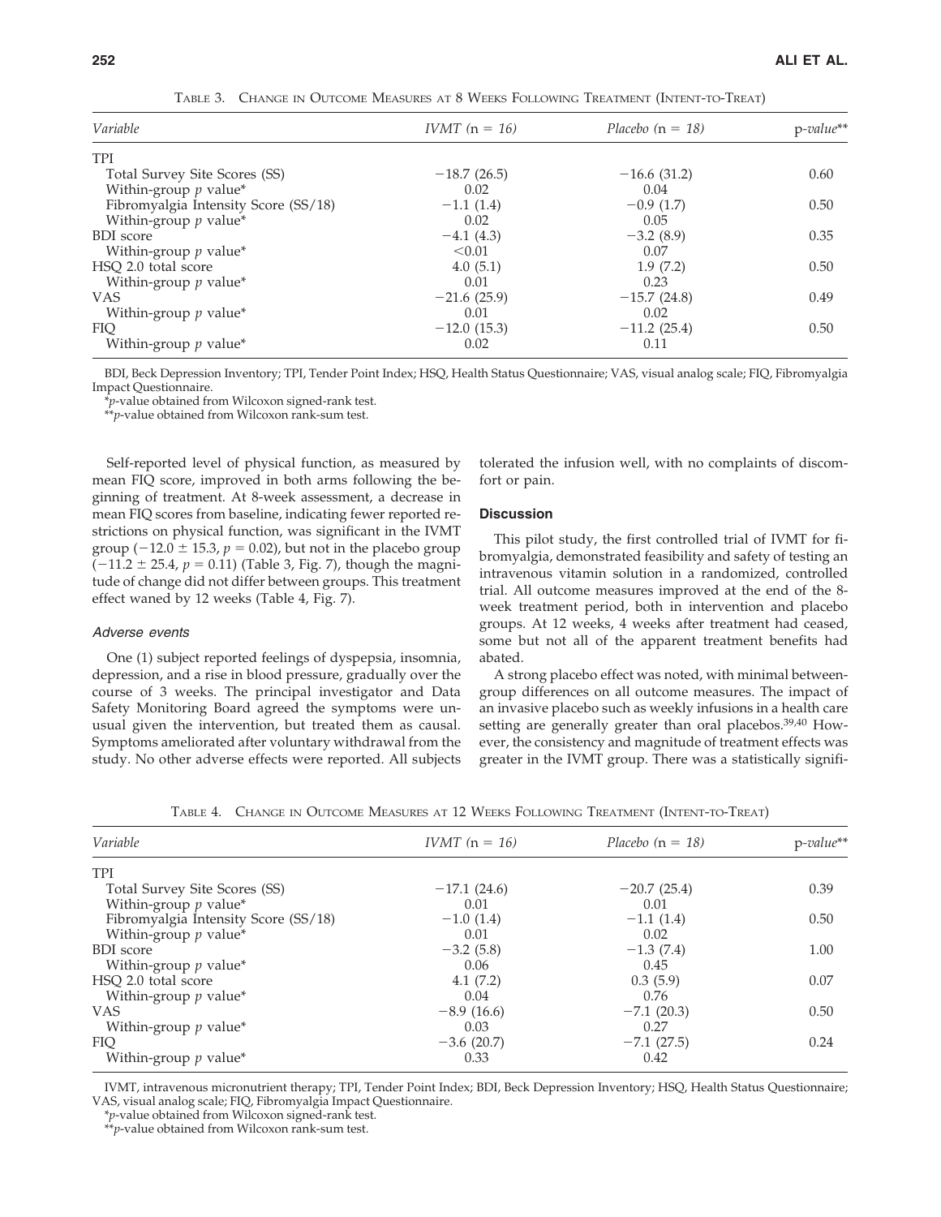Table 3. Change in Outcome Measures at 8 Weeks Following Treatment (Intent-to-Treat)

| *Variable* | *IVMT* (n = 16) | *Placebo* (n = 18) | p-*value*** |
|---|---|---|---|
| TPI | | | |
| Total Survey Site Scores (SS) | −18.7 (26.5) | −16.6 (31.2) | 0.60 |
| Within-group *p* value* | 0.02 | 0.04 | |
| Fibromyalgia Intensity Score (SS/18) | −1.1 (1.4) | −0.9 (1.7) | 0.50 |
| Within-group *p* value* | 0.02 | 0.05 | |
| BDI score | −4.1 (4.3) | −3.2 (8.9) | 0.35 |
| Within-group *p* value* | <0.01 | 0.07 | |
| HSQ 2.0 total score | 4.0 (5.1) | 1.9 (7.2) | 0.50 |
| Within-group *p* value* | 0.01 | 0.23 | |
| VAS | −21.6 (25.9) | −15.7 (24.8) | 0.49 |
| Within-group *p* value* | 0.01 | 0.02 | |
| FIQ | −12.0 (15.3) | −11.2 (25.4) | 0.50 |
| Within-group *p* value* | 0.02 | 0.11 | |

BDI, Beck Depression Inventory; TPI, Tender Point Index; HSQ, Health Status Questionnaire; VAS, visual analog scale; FIQ, Fibromyalgia Impact Questionnaire.
*$p$-value obtained from Wilcoxon signed-rank test.
**$p$-value obtained from Wilcoxon rank-sum test.

Self-reported level of physical function, as measured by mean FIQ score, improved in both arms following the beginning of treatment. At 8-week assessment, a decrease in mean FIQ scores from baseline, indicating fewer reported restrictions on physical function, was significant in the IVMT group ($-12.0 \pm 15.3$, $p = 0.02$), but not in the placebo group ($-11.2 \pm 25.4$, $p = 0.11$) (Table 3, Fig. 7), though the magnitude of change did not differ between groups. This treatment effect waned by 12 weeks (Table 4, Fig. 7).

### *Adverse events*

One (1) subject reported feelings of dyspepsia, insomnia, depression, and a rise in blood pressure, gradually over the course of 3 weeks. The principal investigator and Data Safety Monitoring Board agreed the symptoms were unusual given the intervention, but treated them as causal. Symptoms ameliorated after voluntary withdrawal from the study. No other adverse effects were reported. All subjects tolerated the infusion well, with no complaints of discomfort or pain.

## Discussion

This pilot study, the first controlled trial of IVMT for fibromyalgia, demonstrated feasibility and safety of testing an intravenous vitamin solution in a randomized, controlled trial. All outcome measures improved at the end of the 8-week treatment period, both in intervention and placebo groups. At 12 weeks, 4 weeks after treatment had ceased, some but not all of the apparent treatment benefits had abated.

A strong placebo effect was noted, with minimal between-group differences on all outcome measures. The impact of an invasive placebo such as weekly infusions in a health care setting are generally greater than oral placebos.[39,40] However, the consistency and magnitude of treatment effects was greater in the IVMT group. There was a statistically signifi-

Table 4. Change in Outcome Measures at 12 Weeks Following Treatment (Intent-to-Treat)

| *Variable* | *IVMT* (n = 16) | *Placebo* (n = 18) | p-*value*** |
|---|---|---|---|
| TPI | | | |
| Total Survey Site Scores (SS) | −17.1 (24.6) | −20.7 (25.4) | 0.39 |
| Within-group *p* value* | 0.01 | 0.01 | |
| Fibromyalgia Intensity Score (SS/18) | −1.0 (1.4) | −1.1 (1.4) | 0.50 |
| Within-group *p* value* | 0.01 | 0.02 | |
| BDI score | −3.2 (5.8) | −1.3 (7.4) | 1.00 |
| Within-group *p* value* | 0.06 | 0.45 | |
| HSQ 2.0 total score | 4.1 (7.2) | 0.3 (5.9) | 0.07 |
| Within-group *p* value* | 0.04 | 0.76 | |
| VAS | −8.9 (16.6) | −7.1 (20.3) | 0.50 |
| Within-group *p* value* | 0.03 | 0.27 | |
| FIQ | −3.6 (20.7) | −7.1 (27.5) | 0.24 |
| Within-group *p* value* | 0.33 | 0.42 | |

IVMT, intravenous micronutrient therapy; TPI, Tender Point Index; BDI, Beck Depression Inventory; HSQ, Health Status Questionnaire; VAS, visual analog scale; FIQ, Fibromyalgia Impact Questionnaire.
*$p$-value obtained from Wilcoxon signed-rank test.
**$p$-value obtained from Wilcoxon rank-sum test.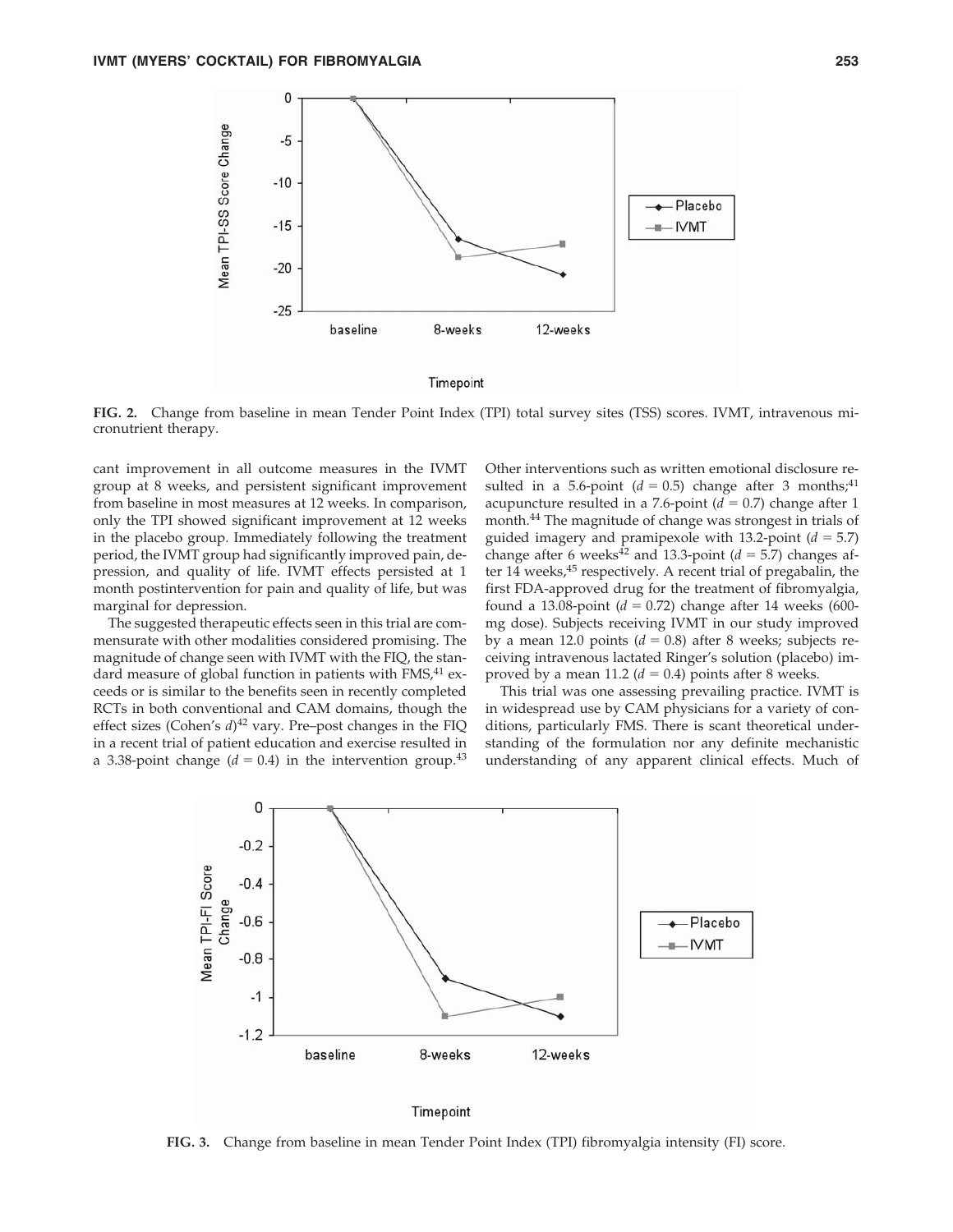**FIG. 2.** Change from baseline in mean Tender Point Index (TPI) total survey sites (TSS) scores. IVMT, intravenous micronutrient therapy.

cant improvement in all outcome measures in the IVMT group at 8 weeks, and persistent significant improvement from baseline in most measures at 12 weeks. In comparison, only the TPI showed significant improvement at 12 weeks in the placebo group. Immediately following the treatment period, the IVMT group had significantly improved pain, depression, and quality of life. IVMT effects persisted at 1 month postintervention for pain and quality of life, but was marginal for depression.

The suggested therapeutic effects seen in this trial are commensurate with other modalities considered promising. The magnitude of change seen with IVMT with the FIQ, the standard measure of global function in patients with FMS,[41] exceeds or is similar to the benefits seen in recently completed RCTs in both conventional and CAM domains, though the effect sizes (Cohen's $d$)[42] vary. Pre–post changes in the FIQ in a recent trial of patient education and exercise resulted in a 3.38-point change ($d = 0.4$) in the intervention group.[43] Other interventions such as written emotional disclosure resulted in a 5.6-point ($d = 0.5$) change after 3 months;[41] acupuncture resulted in a 7.6-point ($d = 0.7$) change after 1 month.[44] The magnitude of change was strongest in trials of guided imagery and pramipexole with 13.2-point ($d = 5.7$) change after 6 weeks[42] and 13.3-point ($d = 5.7$) changes after 14 weeks,[45] respectively. A recent trial of pregabalin, the first FDA-approved drug for the treatment of fibromyalgia, found a 13.08-point ($d = 0.72$) change after 14 weeks (600-mg dose). Subjects receiving IVMT in our study improved by a mean 12.0 points ($d = 0.8$) after 8 weeks; subjects receiving intravenous lactated Ringer's solution (placebo) improved by a mean 11.2 ($d = 0.4$) points after 8 weeks.

This trial was one assessing prevailing practice. IVMT is in widespread use by CAM physicians for a variety of conditions, particularly FMS. There is scant theoretical understanding of the formulation nor any definite mechanistic understanding of any apparent clinical effects. Much of

**FIG. 3.** Change from baseline in mean Tender Point Index (TPI) fibromyalgia intensity (FI) score.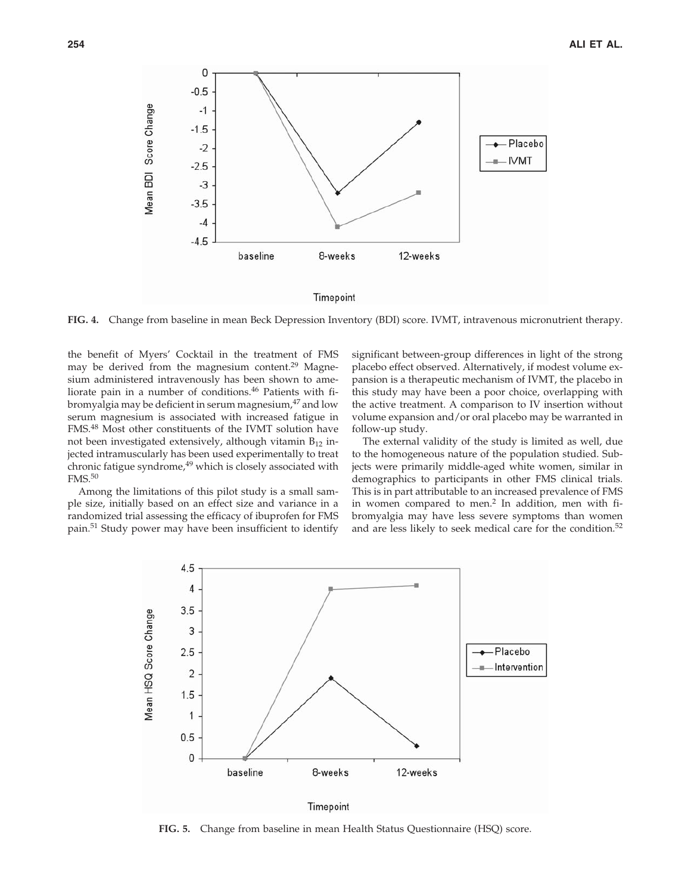FIG. 4. Change from baseline in mean Beck Depression Inventory (BDI) score. IVMT, intravenous micronutrient therapy.

the benefit of Myers' Cocktail in the treatment of FMS may be derived from the magnesium content.[29] Magnesium administered intravenously has been shown to ameliorate pain in a number of conditions.[46] Patients with fibromyalgia may be deficient in serum magnesium,[47] and low serum magnesium is associated with increased fatigue in FMS.[48] Most other constituents of the IVMT solution have not been investigated extensively, although vitamin $B_{12}$ injected intramuscularly has been used experimentally to treat chronic fatigue syndrome,[49] which is closely associated with FMS.[50]

Among the limitations of this pilot study is a small sample size, initially based on an effect size and variance in a randomized trial assessing the efficacy of ibuprofen for FMS pain.[51] Study power may have been insufficient to identify significant between-group differences in light of the strong placebo effect observed. Alternatively, if modest volume expansion is a therapeutic mechanism of IVMT, the placebo in this study may have been a poor choice, overlapping with the active treatment. A comparison to IV insertion without volume expansion and/or oral placebo may be warranted in follow-up study.

The external validity of the study is limited as well, due to the homogeneous nature of the population studied. Subjects were primarily middle-aged white women, similar in demographics to participants in other FMS clinical trials. This is in part attributable to an increased prevalence of FMS in women compared to men.[2] In addition, men with fibromyalgia may have less severe symptoms than women and are less likely to seek medical care for the condition.[52]

FIG. 5. Change from baseline in mean Health Status Questionnaire (HSQ) score.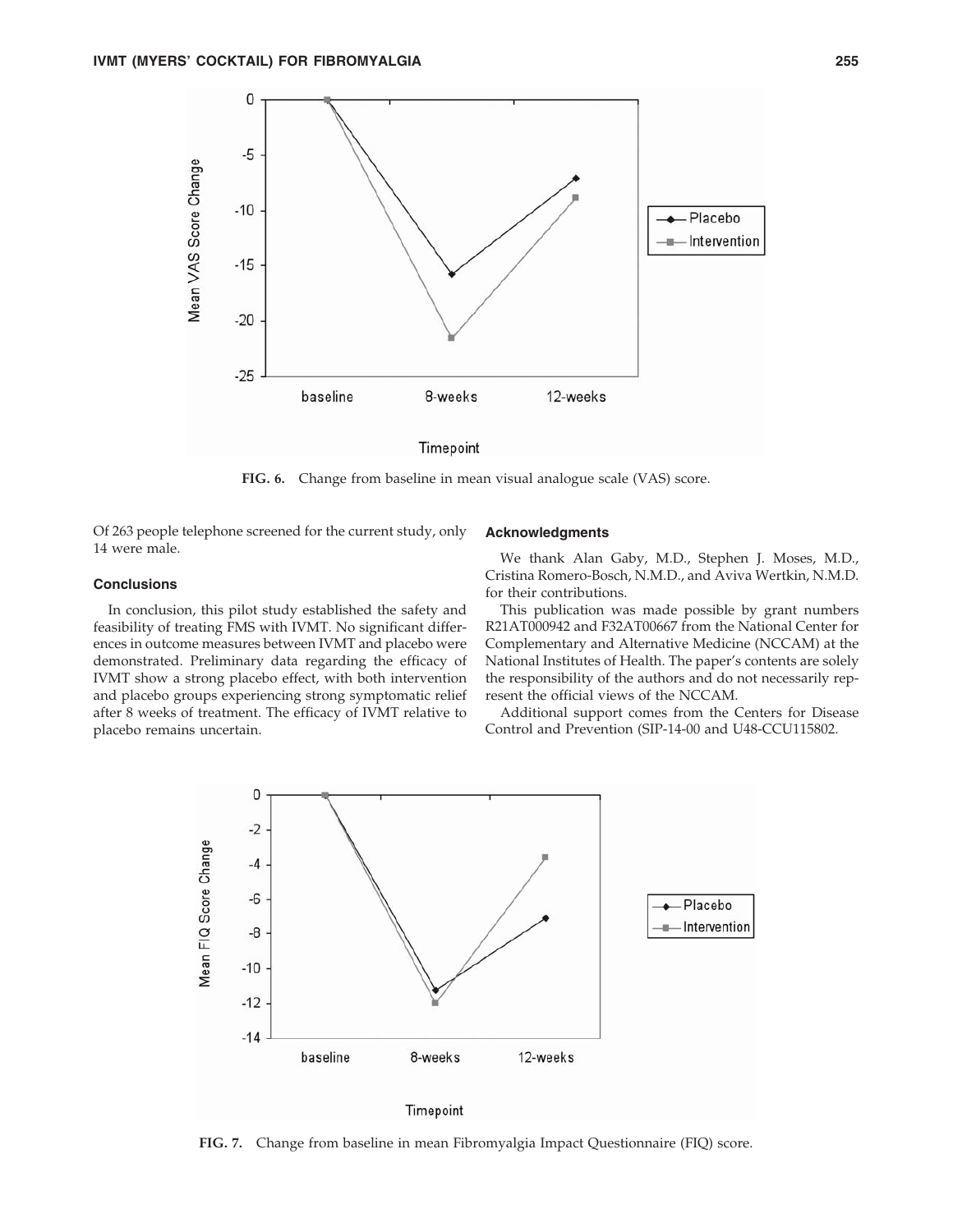FIG. 6. Change from baseline in mean visual analogue scale (VAS) score.

Of 263 people telephone screened for the current study, only 14 were male.

## Conclusions

In conclusion, this pilot study established the safety and feasibility of treating FMS with IVMT. No significant differences in outcome measures between IVMT and placebo were demonstrated. Preliminary data regarding the efficacy of IVMT show a strong placebo effect, with both intervention and placebo groups experiencing strong symptomatic relief after 8 weeks of treatment. The efficacy of IVMT relative to placebo remains uncertain.

## Acknowledgments

We thank Alan Gaby, M.D., Stephen J. Moses, M.D., Cristina Romero-Bosch, N.M.D., and Aviva Wertkin, N.M.D. for their contributions.

This publication was made possible by grant numbers R21AT000942 and F32AT00667 from the National Center for Complementary and Alternative Medicine (NCCAM) at the National Institutes of Health. The paper's contents are solely the responsibility of the authors and do not necessarily represent the official views of the NCCAM.

Additional support comes from the Centers for Disease Control and Prevention (SIP-14-00 and U48-CCU115802.

FIG. 7. Change from baseline in mean Fibromyalgia Impact Questionnaire (FIQ) score.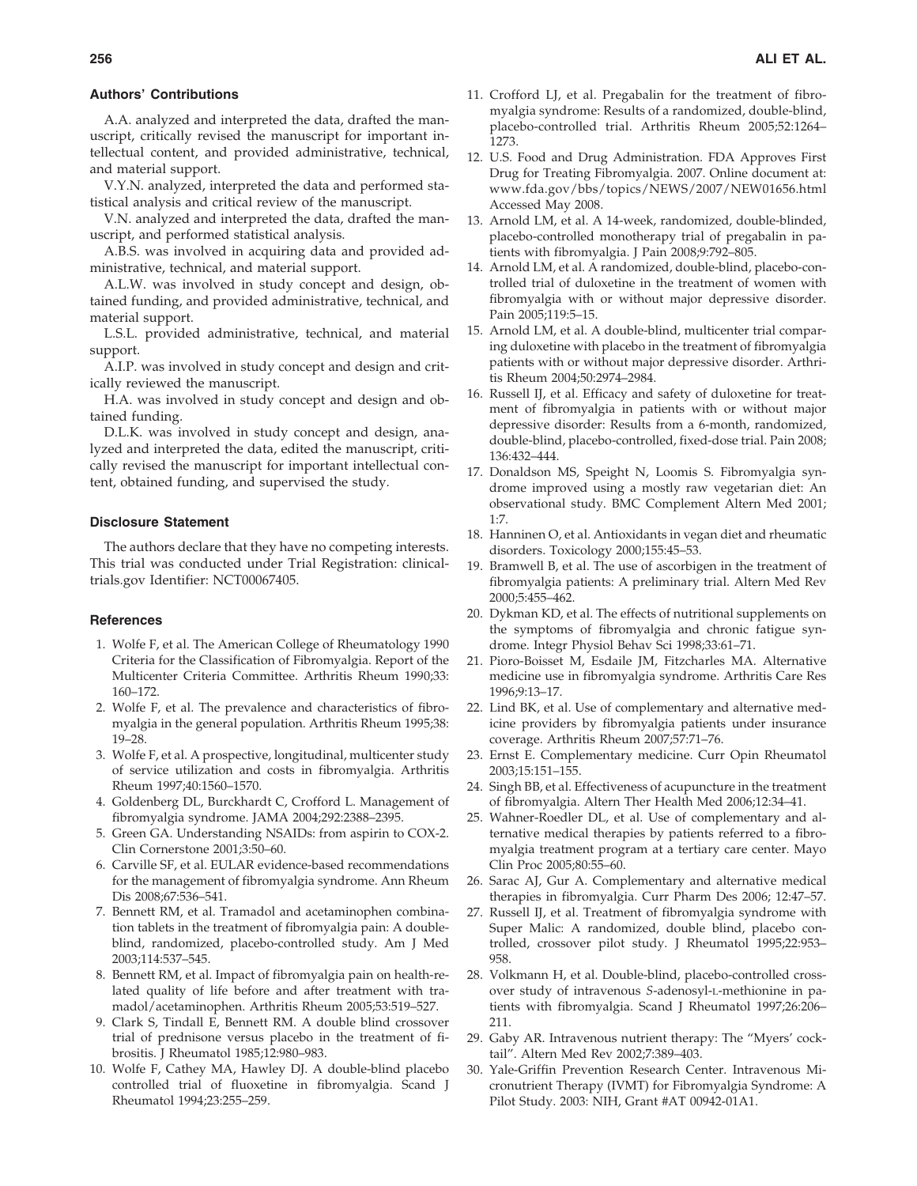### Authors' Contributions

A.A. analyzed and interpreted the data, drafted the manuscript, critically revised the manuscript for important intellectual content, and provided administrative, technical, and material support.

V.Y.N. analyzed, interpreted the data and performed statistical analysis and critical review of the manuscript.

V.N. analyzed and interpreted the data, drafted the manuscript, and performed statistical analysis.

A.B.S. was involved in acquiring data and provided administrative, technical, and material support.

A.L.W. was involved in study concept and design, obtained funding, and provided administrative, technical, and material support.

L.S.L. provided administrative, technical, and material support.

A.I.P. was involved in study concept and design and critically reviewed the manuscript.

H.A. was involved in study concept and design and obtained funding.

D.L.K. was involved in study concept and design, analyzed and interpreted the data, edited the manuscript, critically revised the manuscript for important intellectual content, obtained funding, and supervised the study.

### Disclosure Statement

The authors declare that they have no competing interests. This trial was conducted under Trial Registration: clinicaltrials.gov Identifier: NCT00067405.

### References

1. Wolfe F, et al. The American College of Rheumatology 1990 Criteria for the Classification of Fibromyalgia. Report of the Multicenter Criteria Committee. Arthritis Rheum 1990;33: 160–172.
2. Wolfe F, et al. The prevalence and characteristics of fibromyalgia in the general population. Arthritis Rheum 1995;38: 19–28.
3. Wolfe F, et al. A prospective, longitudinal, multicenter study of service utilization and costs in fibromyalgia. Arthritis Rheum 1997;40:1560–1570.
4. Goldenberg DL, Burckhardt C, Crofford L. Management of fibromyalgia syndrome. JAMA 2004;292:2388–2395.
5. Green GA. Understanding NSAIDs: from aspirin to COX-2. Clin Cornerstone 2001;3:50–60.
6. Carville SF, et al. EULAR evidence-based recommendations for the management of fibromyalgia syndrome. Ann Rheum Dis 2008;67:536–541.
7. Bennett RM, et al. Tramadol and acetaminophen combination tablets in the treatment of fibromyalgia pain: A double-blind, randomized, placebo-controlled study. Am J Med 2003;114:537–545.
8. Bennett RM, et al. Impact of fibromyalgia pain on health-related quality of life before and after treatment with tramadol/acetaminophen. Arthritis Rheum 2005;53:519–527.
9. Clark S, Tindall E, Bennett RM. A double blind crossover trial of prednisone versus placebo in the treatment of fibrositis. J Rheumatol 1985;12:980–983.
10. Wolfe F, Cathey MA, Hawley DJ. A double-blind placebo controlled trial of fluoxetine in fibromyalgia. Scand J Rheumatol 1994;23:255–259.
11. Crofford LJ, et al. Pregabalin for the treatment of fibromyalgia syndrome: Results of a randomized, double-blind, placebo-controlled trial. Arthritis Rheum 2005;52:1264–1273.
12. U.S. Food and Drug Administration. FDA Approves First Drug for Treating Fibromyalgia. 2007. Online document at: www.fda.gov/bbs/topics/NEWS/2007/NEW01656.html Accessed May 2008.
13. Arnold LM, et al. A 14-week, randomized, double-blinded, placebo-controlled monotherapy trial of pregabalin in patients with fibromyalgia. J Pain 2008;9:792–805.
14. Arnold LM, et al. A randomized, double-blind, placebo-controlled trial of duloxetine in the treatment of women with fibromyalgia with or without major depressive disorder. Pain 2005;119:5–15.
15. Arnold LM, et al. A double-blind, multicenter trial comparing duloxetine with placebo in the treatment of fibromyalgia patients with or without major depressive disorder. Arthritis Rheum 2004;50:2974–2984.
16. Russell IJ, et al. Efficacy and safety of duloxetine for treatment of fibromyalgia in patients with or without major depressive disorder: Results from a 6-month, randomized, double-blind, placebo-controlled, fixed-dose trial. Pain 2008; 136:432–444.
17. Donaldson MS, Speight N, Loomis S. Fibromyalgia syndrome improved using a mostly raw vegetarian diet: An observational study. BMC Complement Altern Med 2001; 1:7.
18. Hanninen O, et al. Antioxidants in vegan diet and rheumatic disorders. Toxicology 2000;155:45–53.
19. Bramwell B, et al. The use of ascorbigen in the treatment of fibromyalgia patients: A preliminary trial. Altern Med Rev 2000;5:455–462.
20. Dykman KD, et al. The effects of nutritional supplements on the symptoms of fibromyalgia and chronic fatigue syndrome. Integr Physiol Behav Sci 1998;33:61–71.
21. Pioro-Boisset M, Esdaile JM, Fitzcharles MA. Alternative medicine use in fibromyalgia syndrome. Arthritis Care Res 1996;9:13–17.
22. Lind BK, et al. Use of complementary and alternative medicine providers by fibromyalgia patients under insurance coverage. Arthritis Rheum 2007;57:71–76.
23. Ernst E. Complementary medicine. Curr Opin Rheumatol 2003;15:151–155.
24. Singh BB, et al. Effectiveness of acupuncture in the treatment of fibromyalgia. Altern Ther Health Med 2006;12:34–41.
25. Wahner-Roedler DL, et al. Use of complementary and alternative medical therapies by patients referred to a fibromyalgia treatment program at a tertiary care center. Mayo Clin Proc 2005;80:55–60.
26. Sarac AJ, Gur A. Complementary and alternative medical therapies in fibromyalgia. Curr Pharm Des 2006; 12:47–57.
27. Russell IJ, et al. Treatment of fibromyalgia syndrome with Super Malic: A randomized, double blind, placebo controlled, crossover pilot study. J Rheumatol 1995;22:953–958.
28. Volkmann H, et al. Double-blind, placebo-controlled crossover study of intravenous *S*-adenosyl-L-methionine in patients with fibromyalgia. Scand J Rheumatol 1997;26:206–211.
29. Gaby AR. Intravenous nutrient therapy: The "Myers' cocktail". Altern Med Rev 2002;7:389–403.
30. Yale-Griffin Prevention Research Center. Intravenous Micronutrient Therapy (IVMT) for Fibromyalgia Syndrome: A Pilot Study. 2003: NIH, Grant #AT 00942-01A1.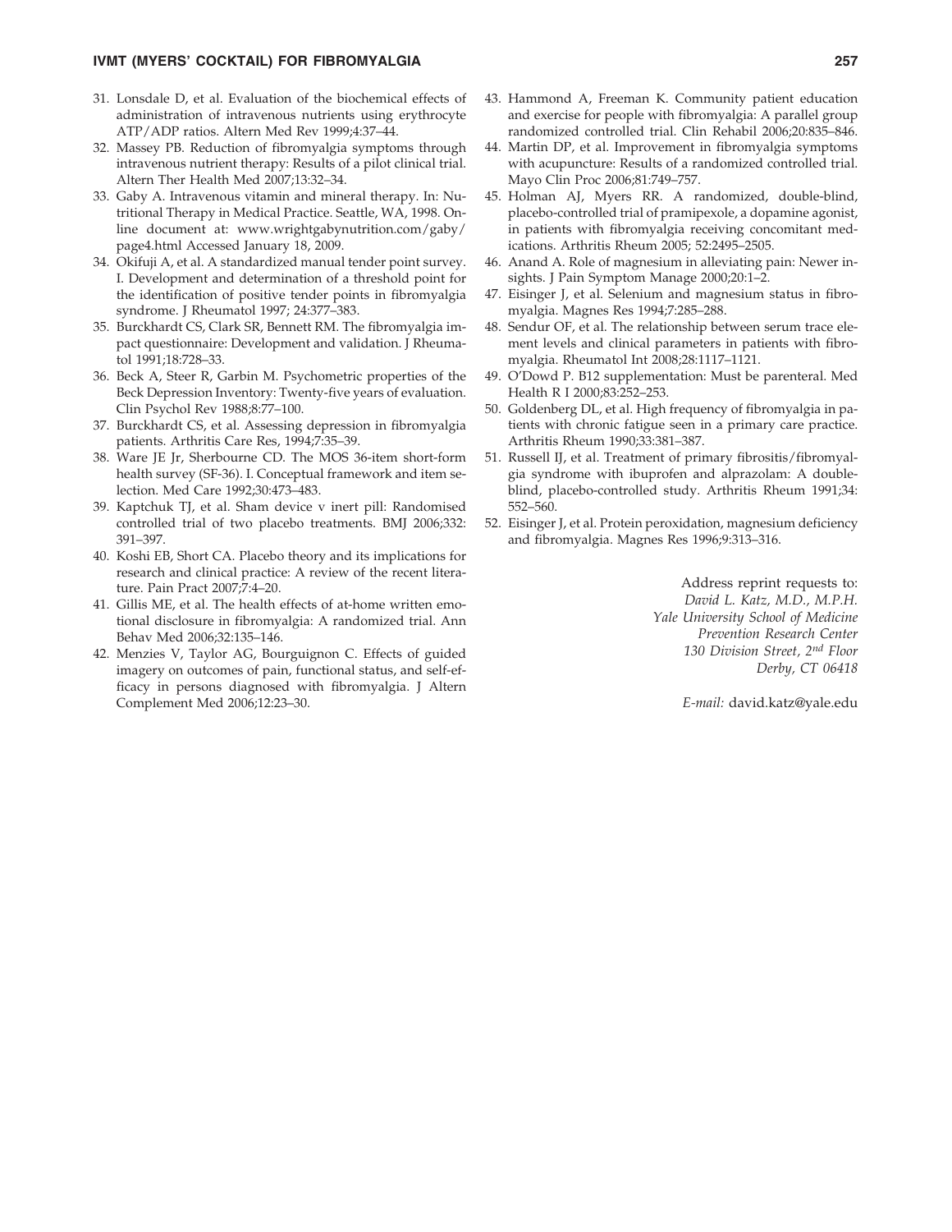31. Lonsdale D, et al. Evaluation of the biochemical effects of administration of intravenous nutrients using erythrocyte ATP/ADP ratios. Altern Med Rev 1999;4:37–44.
32. Massey PB. Reduction of fibromyalgia symptoms through intravenous nutrient therapy: Results of a pilot clinical trial. Altern Ther Health Med 2007;13:32–34.
33. Gaby A. Intravenous vitamin and mineral therapy. In: Nutritional Therapy in Medical Practice. Seattle, WA, 1998. Online document at: www.wrightgabynutrition.com/gaby/page4.html Accessed January 18, 2009.
34. Okifuji A, et al. A standardized manual tender point survey. I. Development and determination of a threshold point for the identification of positive tender points in fibromyalgia syndrome. J Rheumatol 1997; 24:377–383.
35. Burckhardt CS, Clark SR, Bennett RM. The fibromyalgia impact questionnaire: Development and validation. J Rheumatol 1991;18:728–33.
36. Beck A, Steer R, Garbin M. Psychometric properties of the Beck Depression Inventory: Twenty-five years of evaluation. Clin Psychol Rev 1988;8:77–100.
37. Burckhardt CS, et al. Assessing depression in fibromyalgia patients. Arthritis Care Res, 1994;7:35–39.
38. Ware JE Jr, Sherbourne CD. The MOS 36-item short-form health survey (SF-36). I. Conceptual framework and item selection. Med Care 1992;30:473–483.
39. Kaptchuk TJ, et al. Sham device v inert pill: Randomised controlled trial of two placebo treatments. BMJ 2006;332: 391–397.
40. Koshi EB, Short CA. Placebo theory and its implications for research and clinical practice: A review of the recent literature. Pain Pract 2007;7:4–20.
41. Gillis ME, et al. The health effects of at-home written emotional disclosure in fibromyalgia: A randomized trial. Ann Behav Med 2006;32:135–146.
42. Menzies V, Taylor AG, Bourguignon C. Effects of guided imagery on outcomes of pain, functional status, and self-efficacy in persons diagnosed with fibromyalgia. J Altern Complement Med 2006;12:23–30.
43. Hammond A, Freeman K. Community patient education and exercise for people with fibromyalgia: A parallel group randomized controlled trial. Clin Rehabil 2006;20:835–846.
44. Martin DP, et al. Improvement in fibromyalgia symptoms with acupuncture: Results of a randomized controlled trial. Mayo Clin Proc 2006;81:749–757.
45. Holman AJ, Myers RR. A randomized, double-blind, placebo-controlled trial of pramipexole, a dopamine agonist, in patients with fibromyalgia receiving concomitant medications. Arthritis Rheum 2005; 52:2495–2505.
46. Anand A. Role of magnesium in alleviating pain: Newer insights. J Pain Symptom Manage 2000;20:1–2.
47. Eisinger J, et al. Selenium and magnesium status in fibromyalgia. Magnes Res 1994;7:285–288.
48. Sendur OF, et al. The relationship between serum trace element levels and clinical parameters in patients with fibromyalgia. Rheumatol Int 2008;28:1117–1121.
49. O'Dowd P. B12 supplementation: Must be parenteral. Med Health R I 2000;83:252–253.
50. Goldenberg DL, et al. High frequency of fibromyalgia in patients with chronic fatigue seen in a primary care practice. Arthritis Rheum 1990;33:381–387.
51. Russell IJ, et al. Treatment of primary fibrositis/fibromyalgia syndrome with ibuprofen and alprazolam: A double-blind, placebo-controlled study. Arthritis Rheum 1991;34: 552–560.
52. Eisinger J, et al. Protein peroxidation, magnesium deficiency and fibromyalgia. Magnes Res 1996;9:313–316.

Address reprint requests to:
*David L. Katz, M.D., M.P.H.*
*Yale University School of Medicine*
*Prevention Research Center*
*130 Division Street, 2nd Floor*
*Derby, CT 06418*

*E-mail:* david.katz@yale.edu